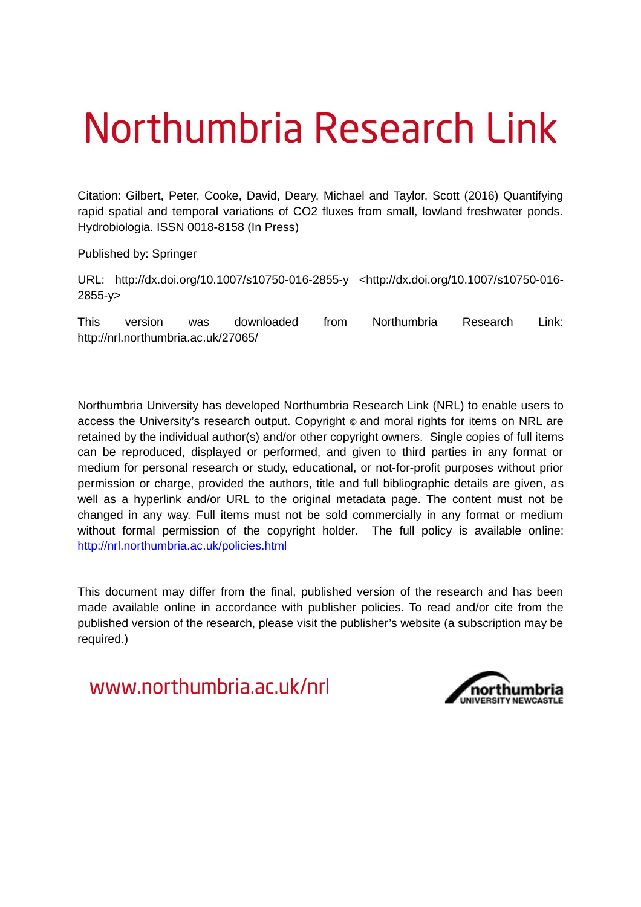# Northumbria Research Link

Citation: Gilbert, Peter, Cooke, David, Deary, Michael and Taylor, Scott (2016) Quantifying rapid spatial and temporal variations of CO2 fluxes from small, lowland freshwater ponds. Hydrobiologia. ISSN 0018-8158 (In Press)

Published by: Springer

URL: http://dx.doi.org/10.1007/s10750-016-2855-y <http://dx.doi.org/10.1007/s10750-016-2855-y>

This version was downloaded from Northumbria Research Link: http://nrl.northumbria.ac.uk/27065/

Northumbria University has developed Northumbria Research Link (NRL) to enable users to access the University's research output. Copyright © and moral rights for items on NRL are retained by the individual author(s) and/or other copyright owners. Single copies of full items can be reproduced, displayed or performed, and given to third parties in any format or medium for personal research or study, educational, or not-for-profit purposes without prior permission or charge, provided the authors, title and full bibliographic details are given, as well as a hyperlink and/or URL to the original metadata page. The content must not be changed in any way. Full items must not be sold commercially in any format or medium without formal permission of the copyright holder. The full policy is available online: http://nrl.northumbria.ac.uk/policies.html

This document may differ from the final, published version of the research and has been made available online in accordance with publisher policies. To read and/or cite from the published version of the research, please visit the publisher's website (a subscription may be required.)

www.northumbria.ac.uk/nrl

northumbria UNIVERSITY NEWCASTLE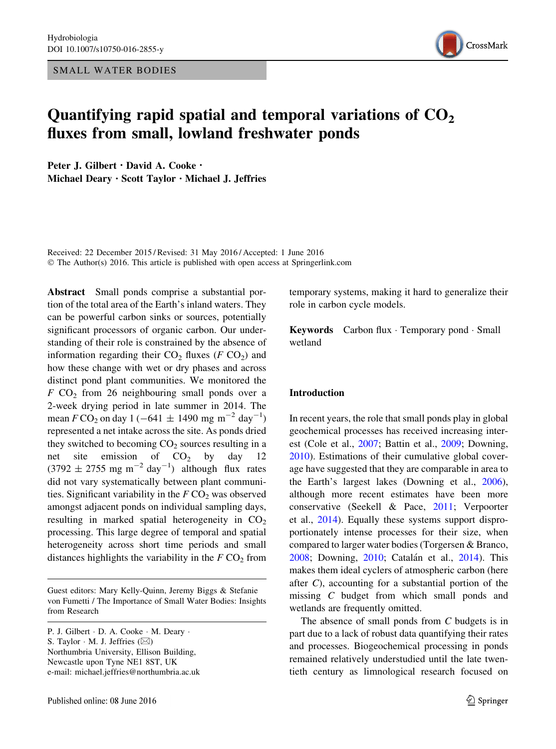SMALL WATER BODIES

# Quantifying rapid spatial and temporal variations of $CO_2$ fluxes from small, lowland freshwater ponds

**Peter J. Gilbert · David A. Cooke · Michael Deary · Scott Taylor · Michael J. Jeffries**

Received: 22 December 2015 / Revised: 31 May 2016 / Accepted: 1 June 2016
© The Author(s) 2016. This article is published with open access at Springerlink.com

**Abstract** Small ponds comprise a substantial portion of the total area of the Earth's inland waters. They can be powerful carbon sinks or sources, potentially significant processors of organic carbon. Our understanding of their role is constrained by the absence of information regarding their $CO_2$ fluxes ($F$ $CO_2$) and how these change with wet or dry phases and across distinct pond plant communities. We monitored the $F$ $CO_2$ from 26 neighbouring small ponds over a 2-week drying period in late summer in 2014. The mean $F\,CO_2$ on day 1 ($-641 \pm 1490$ mg m$^{-2}$ day$^{-1}$) represented a net intake across the site. As ponds dried they switched to becoming $CO_2$ sources resulting in a net site emission of $CO_2$ by day 12 ($3792 \pm 2755$ mg m$^{-2}$ day$^{-1}$) although flux rates did not vary systematically between plant communities. Significant variability in the $F\,CO_2$ was observed amongst adjacent ponds on individual sampling days, resulting in marked spatial heterogeneity in $CO_2$ processing. This large degree of temporal and spatial heterogeneity across short time periods and small distances highlights the variability in the $F\,CO_2$ from temporary systems, making it hard to generalize their role in carbon cycle models.

**Keywords** Carbon flux · Temporary pond · Small wetland

Guest editors: Mary Kelly-Quinn, Jeremy Biggs & Stefanie von Fumetti / The Importance of Small Water Bodies: Insights from Research

P. J. Gilbert · D. A. Cooke · M. Deary · S. Taylor · M. J. Jeffries (✉)
Northumbria University, Ellison Building, Newcastle upon Tyne NE1 8ST, UK
e-mail: michael.jeffries@northumbria.ac.uk

## Introduction

In recent years, the role that small ponds play in global geochemical processes has received increasing interest (Cole et al., 2007; Battin et al., 2009; Downing, 2010). Estimations of their cumulative global coverage have suggested that they are comparable in area to the Earth's largest lakes (Downing et al., 2006), although more recent estimates have been more conservative (Seekell & Pace, 2011; Verpoorter et al., 2014). Equally these systems support disproportionately intense processes for their size, when compared to larger water bodies (Torgersen & Branco, 2008; Downing, 2010; Catalán et al., 2014). This makes them ideal cyclers of atmospheric carbon (here after $C$), accounting for a substantial portion of the missing $C$ budget from which small ponds and wetlands are frequently omitted.

The absence of small ponds from $C$ budgets is in part due to a lack of robust data quantifying their rates and processes. Biogeochemical processing in ponds remained relatively understudied until the late twentieth century as limnological research focused on

Published online: 08 June 2016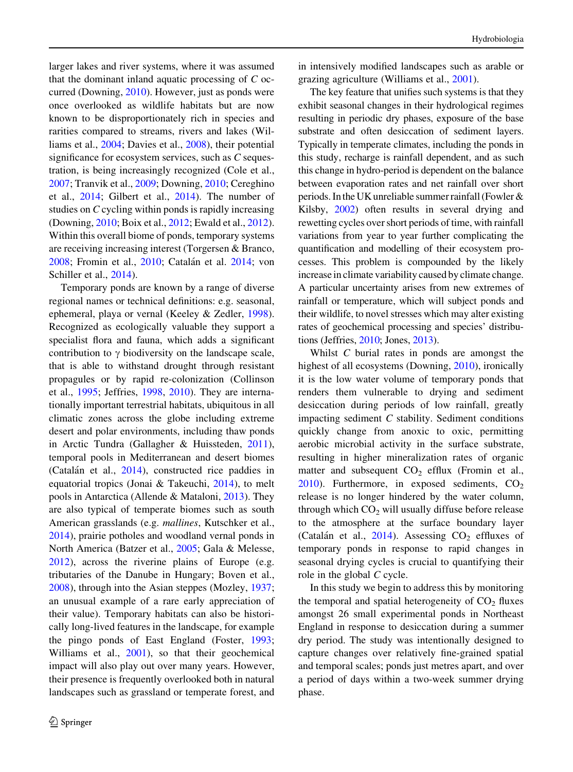larger lakes and river systems, where it was assumed that the dominant inland aquatic processing of *C* occurred (Downing, 2010). However, just as ponds were once overlooked as wildlife habitats but are now known to be disproportionately rich in species and rarities compared to streams, rivers and lakes (Williams et al., 2004; Davies et al., 2008), their potential significance for ecosystem services, such as *C* sequestration, is being increasingly recognized (Cole et al., 2007; Tranvik et al., 2009; Downing, 2010; Cereghino et al., 2014; Gilbert et al., 2014). The number of studies on *C* cycling within ponds is rapidly increasing (Downing, 2010; Boix et al., 2012; Ewald et al., 2012). Within this overall biome of ponds, temporary systems are receiving increasing interest (Torgersen & Branco, 2008; Fromin et al., 2010; Catalán et al. 2014; von Schiller et al., 2014).

Temporary ponds are known by a range of diverse regional names or technical definitions: e.g. seasonal, ephemeral, playa or vernal (Keeley & Zedler, 1998). Recognized as ecologically valuable they support a specialist flora and fauna, which adds a significant contribution to $\gamma$ biodiversity on the landscape scale, that is able to withstand drought through resistant propagules or by rapid re-colonization (Collinson et al., 1995; Jeffries, 1998, 2010). They are internationally important terrestrial habitats, ubiquitous in all climatic zones across the globe including extreme desert and polar environments, including thaw ponds in Arctic Tundra (Gallagher & Huissteden, 2011), temporal pools in Mediterranean and desert biomes (Catalán et al., 2014), constructed rice paddies in equatorial tropics (Jonai & Takeuchi, 2014), to melt pools in Antarctica (Allende & Mataloni, 2013). They are also typical of temperate biomes such as south American grasslands (e.g. *mallines*, Kutschker et al., 2014), prairie potholes and woodland vernal ponds in North America (Batzer et al., 2005; Gala & Melesse, 2012), across the riverine plains of Europe (e.g. tributaries of the Danube in Hungary; Boven et al., 2008), through into the Asian steppes (Mozley, 1937; an unusual example of a rare early appreciation of their value). Temporary habitats can also be historically long-lived features in the landscape, for example the pingo ponds of East England (Foster, 1993; Williams et al., 2001), so that their geochemical impact will also play out over many years. However, their presence is frequently overlooked both in natural landscapes such as grassland or temperate forest, and in intensively modified landscapes such as arable or grazing agriculture (Williams et al., 2001).

The key feature that unifies such systems is that they exhibit seasonal changes in their hydrological regimes resulting in periodic dry phases, exposure of the base substrate and often desiccation of sediment layers. Typically in temperate climates, including the ponds in this study, recharge is rainfall dependent, and as such this change in hydro-period is dependent on the balance between evaporation rates and net rainfall over short periods. In the UK unreliable summer rainfall (Fowler & Kilsby, 2002) often results in several drying and rewetting cycles over short periods of time, with rainfall variations from year to year further complicating the quantification and modelling of their ecosystem processes. This problem is compounded by the likely increase in climate variability caused by climate change. A particular uncertainty arises from new extremes of rainfall or temperature, which will subject ponds and their wildlife, to novel stresses which may alter existing rates of geochemical processing and species' distributions (Jeffries, 2010; Jones, 2013).

Whilst *C* burial rates in ponds are amongst the highest of all ecosystems (Downing, 2010), ironically it is the low water volume of temporary ponds that renders them vulnerable to drying and sediment desiccation during periods of low rainfall, greatly impacting sediment *C* stability. Sediment conditions quickly change from anoxic to oxic, permitting aerobic microbial activity in the surface substrate, resulting in higher mineralization rates of organic matter and subsequent $CO_2$ efflux (Fromin et al., 2010). Furthermore, in exposed sediments, $CO_2$ release is no longer hindered by the water column, through which $CO_2$ will usually diffuse before release to the atmosphere at the surface boundary layer (Catalán et al., 2014). Assessing $CO_2$ effluxes of temporary ponds in response to rapid changes in seasonal drying cycles is crucial to quantifying their role in the global *C* cycle.

In this study we begin to address this by monitoring the temporal and spatial heterogeneity of $CO_2$ fluxes amongst 26 small experimental ponds in Northeast England in response to desiccation during a summer dry period. The study was intentionally designed to capture changes over relatively fine-grained spatial and temporal scales; ponds just metres apart, and over a period of days within a two-week summer drying phase.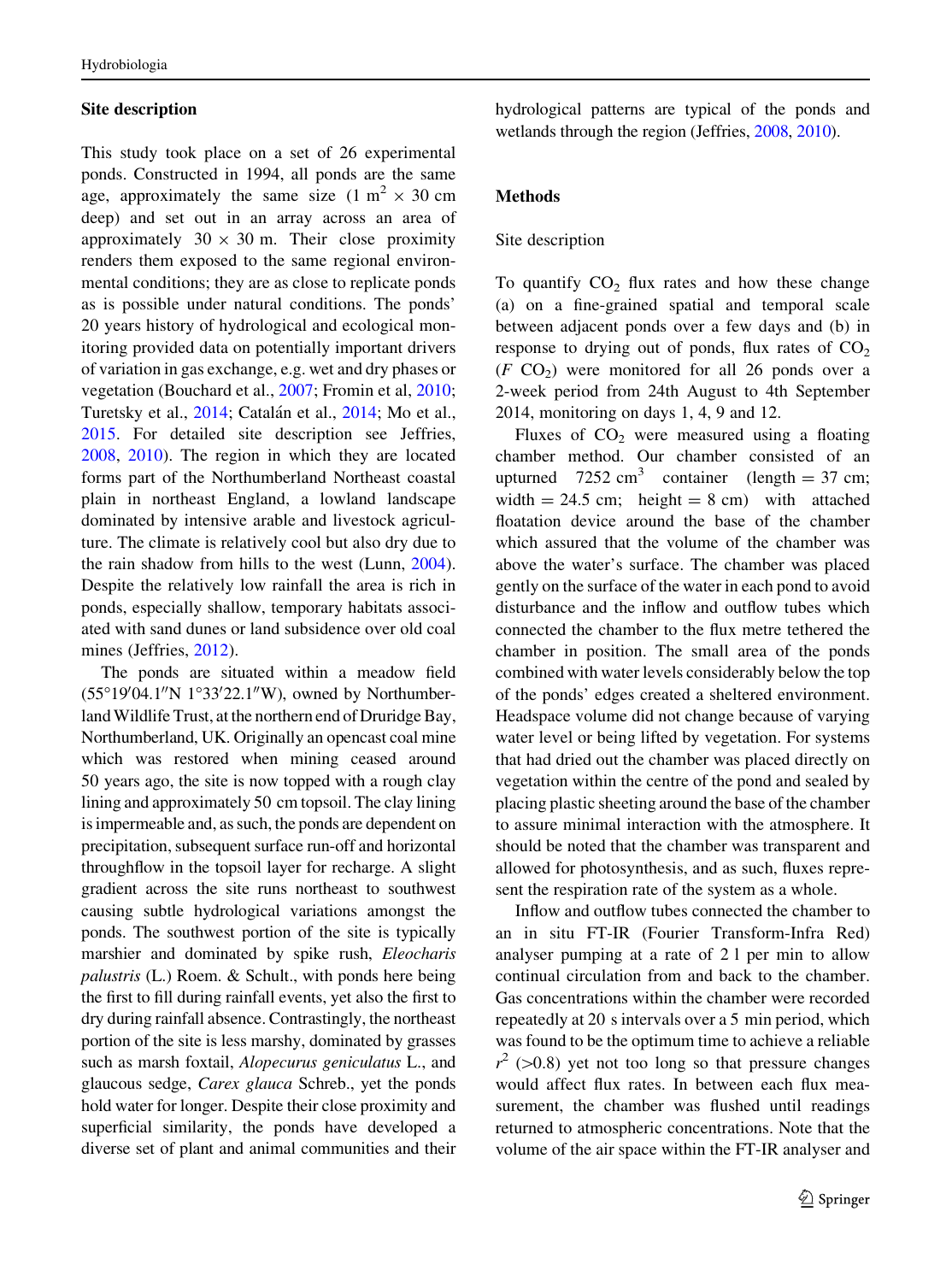## Site description

This study took place on a set of 26 experimental ponds. Constructed in 1994, all ponds are the same age, approximately the same size (1 $m^2$ × 30 cm deep) and set out in an array across an area of approximately 30 × 30 m. Their close proximity renders them exposed to the same regional environmental conditions; they are as close to replicate ponds as is possible under natural conditions. The ponds' 20 years history of hydrological and ecological monitoring provided data on potentially important drivers of variation in gas exchange, e.g. wet and dry phases or vegetation (Bouchard et al., 2007; Fromin et al, 2010; Turetsky et al., 2014; Catalán et al., 2014; Mo et al., 2015. For detailed site description see Jeffries, 2008, 2010). The region in which they are located forms part of the Northumberland Northeast coastal plain in northeast England, a lowland landscape dominated by intensive arable and livestock agriculture. The climate is relatively cool but also dry due to the rain shadow from hills to the west (Lunn, 2004). Despite the relatively low rainfall the area is rich in ponds, especially shallow, temporary habitats associated with sand dunes or land subsidence over old coal mines (Jeffries, 2012).

The ponds are situated within a meadow field (55°19′04.1″N 1°33′22.1″W), owned by Northumberland Wildlife Trust, at the northern end of Druridge Bay, Northumberland, UK. Originally an opencast coal mine which was restored when mining ceased around 50 years ago, the site is now topped with a rough clay lining and approximately 50 cm topsoil. The clay lining is impermeable and, as such, the ponds are dependent on precipitation, subsequent surface run-off and horizontal throughflow in the topsoil layer for recharge. A slight gradient across the site runs northeast to southwest causing subtle hydrological variations amongst the ponds. The southwest portion of the site is typically marshier and dominated by spike rush, *Eleocharis palustris* (L.) Roem. & Schult., with ponds here being the first to fill during rainfall events, yet also the first to dry during rainfall absence. Contrastingly, the northeast portion of the site is less marshy, dominated by grasses such as marsh foxtail, *Alopecurus geniculatus* L., and glaucous sedge, *Carex glauca* Schreb., yet the ponds hold water for longer. Despite their close proximity and superficial similarity, the ponds have developed a diverse set of plant and animal communities and their hydrological patterns are typical of the ponds and wetlands through the region (Jeffries, 2008, 2010).

## Methods

### Site description

To quantify $CO_2$ flux rates and how these change (a) on a fine-grained spatial and temporal scale between adjacent ponds over a few days and (b) in response to drying out of ponds, flux rates of $CO_2$ ($F$ $CO_2$) were monitored for all 26 ponds over a 2-week period from 24th August to 4th September 2014, monitoring on days 1, 4, 9 and 12.

Fluxes of $CO_2$ were measured using a floating chamber method. Our chamber consisted of an upturned 7252 $cm^3$ container (length = 37 cm; width = 24.5 cm; height = 8 cm) with attached floatation device around the base of the chamber which assured that the volume of the chamber was above the water's surface. The chamber was placed gently on the surface of the water in each pond to avoid disturbance and the inflow and outflow tubes which connected the chamber to the flux metre tethered the chamber in position. The small area of the ponds combined with water levels considerably below the top of the ponds' edges created a sheltered environment. Headspace volume did not change because of varying water level or being lifted by vegetation. For systems that had dried out the chamber was placed directly on vegetation within the centre of the pond and sealed by placing plastic sheeting around the base of the chamber to assure minimal interaction with the atmosphere. It should be noted that the chamber was transparent and allowed for photosynthesis, and as such, fluxes represent the respiration rate of the system as a whole.

Inflow and outflow tubes connected the chamber to an in situ FT-IR (Fourier Transform-Infra Red) analyser pumping at a rate of 2 l per min to allow continual circulation from and back to the chamber. Gas concentrations within the chamber were recorded repeatedly at 20 s intervals over a 5 min period, which was found to be the optimum time to achieve a reliable $r^2$ (>0.8) yet not too long so that pressure changes would affect flux rates. In between each flux measurement, the chamber was flushed until readings returned to atmospheric concentrations. Note that the volume of the air space within the FT-IR analyser and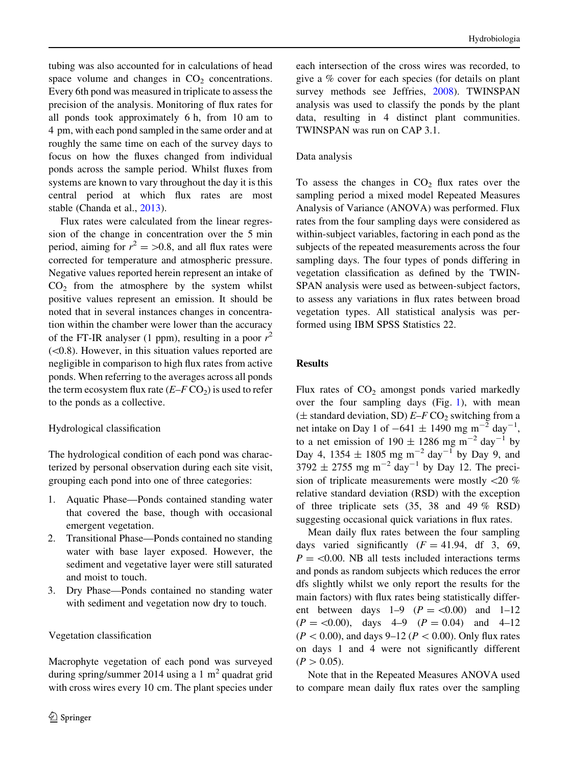tubing was also accounted for in calculations of head space volume and changes in $CO_2$ concentrations. Every 6th pond was measured in triplicate to assess the precision of the analysis. Monitoring of flux rates for all ponds took approximately 6 h, from 10 am to 4 pm, with each pond sampled in the same order and at roughly the same time on each of the survey days to focus on how the fluxes changed from individual ponds across the sample period. Whilst fluxes from systems are known to vary throughout the day it is this central period at which flux rates are most stable (Chanda et al., 2013).

Flux rates were calculated from the linear regression of the change in concentration over the 5 min period, aiming for $r^2 = >0.8$, and all flux rates were corrected for temperature and atmospheric pressure. Negative values reported herein represent an intake of $CO_2$ from the atmosphere by the system whilst positive values represent an emission. It should be noted that in several instances changes in concentration within the chamber were lower than the accuracy of the FT-IR analyser (1 ppm), resulting in a poor $r^2$ (<0.8). However, in this situation values reported are negligible in comparison to high flux rates from active ponds. When referring to the averages across all ponds the term ecosystem flux rate ($E$–$F$ $CO_2$) is used to refer to the ponds as a collective.

### Hydrological classification

The hydrological condition of each pond was characterized by personal observation during each site visit, grouping each pond into one of three categories:

1. Aquatic Phase—Ponds contained standing water that covered the base, though with occasional emergent vegetation.
2. Transitional Phase—Ponds contained no standing water with base layer exposed. However, the sediment and vegetative layer were still saturated and moist to touch.
3. Dry Phase—Ponds contained no standing water with sediment and vegetation now dry to touch.

### Vegetation classification

Macrophyte vegetation of each pond was surveyed during spring/summer 2014 using a 1 $m^2$ quadrat grid with cross wires every 10 cm. The plant species under each intersection of the cross wires was recorded, to give a % cover for each species (for details on plant survey methods see Jeffries, 2008). TWINSPAN analysis was used to classify the ponds by the plant data, resulting in 4 distinct plant communities. TWINSPAN was run on CAP 3.1.

### Data analysis

To assess the changes in $CO_2$ flux rates over the sampling period a mixed model Repeated Measures Analysis of Variance (ANOVA) was performed. Flux rates from the four sampling days were considered as within-subject variables, factoring in each pond as the subjects of the repeated measurements across the four sampling days. The four types of ponds differing in vegetation classification as defined by the TWINSPAN analysis were used as between-subject factors, to assess any variations in flux rates between broad vegetation types. All statistical analysis was performed using IBM SPSS Statistics 22.

## Results

Flux rates of $CO_2$ amongst ponds varied markedly over the four sampling days (Fig. 1), with mean (± standard deviation, SD) $E$–$F$ $CO_2$ switching from a net intake on Day 1 of $-641 \pm 1490$ mg $m^{-2}$ $day^{-1}$, to a net emission of $190 \pm 1286$ mg $m^{-2}$ $day^{-1}$ by Day 4, $1354 \pm 1805$ mg $m^{-2}$ $day^{-1}$ by Day 9, and $3792 \pm 2755$ mg $m^{-2}$ $day^{-1}$ by Day 12. The precision of triplicate measurements were mostly <20 % relative standard deviation (RSD) with the exception of three triplicate sets (35, 38 and 49 % RSD) suggesting occasional quick variations in flux rates.

Mean daily flux rates between the four sampling days varied significantly ($F = 41.94$, df 3, 69, $P = <0.00$. NB all tests included interactions terms and ponds as random subjects which reduces the error dfs slightly whilst we only report the results for the main factors) with flux rates being statistically different between days 1–9 ($P = <0.00$) and 1–12 ($P = <0.00$), days 4–9 ($P = 0.04$) and 4–12 ($P < 0.00$), and days 9–12 ($P < 0.00$). Only flux rates on days 1 and 4 were not significantly different ($P > 0.05$).

Note that in the Repeated Measures ANOVA used to compare mean daily flux rates over the sampling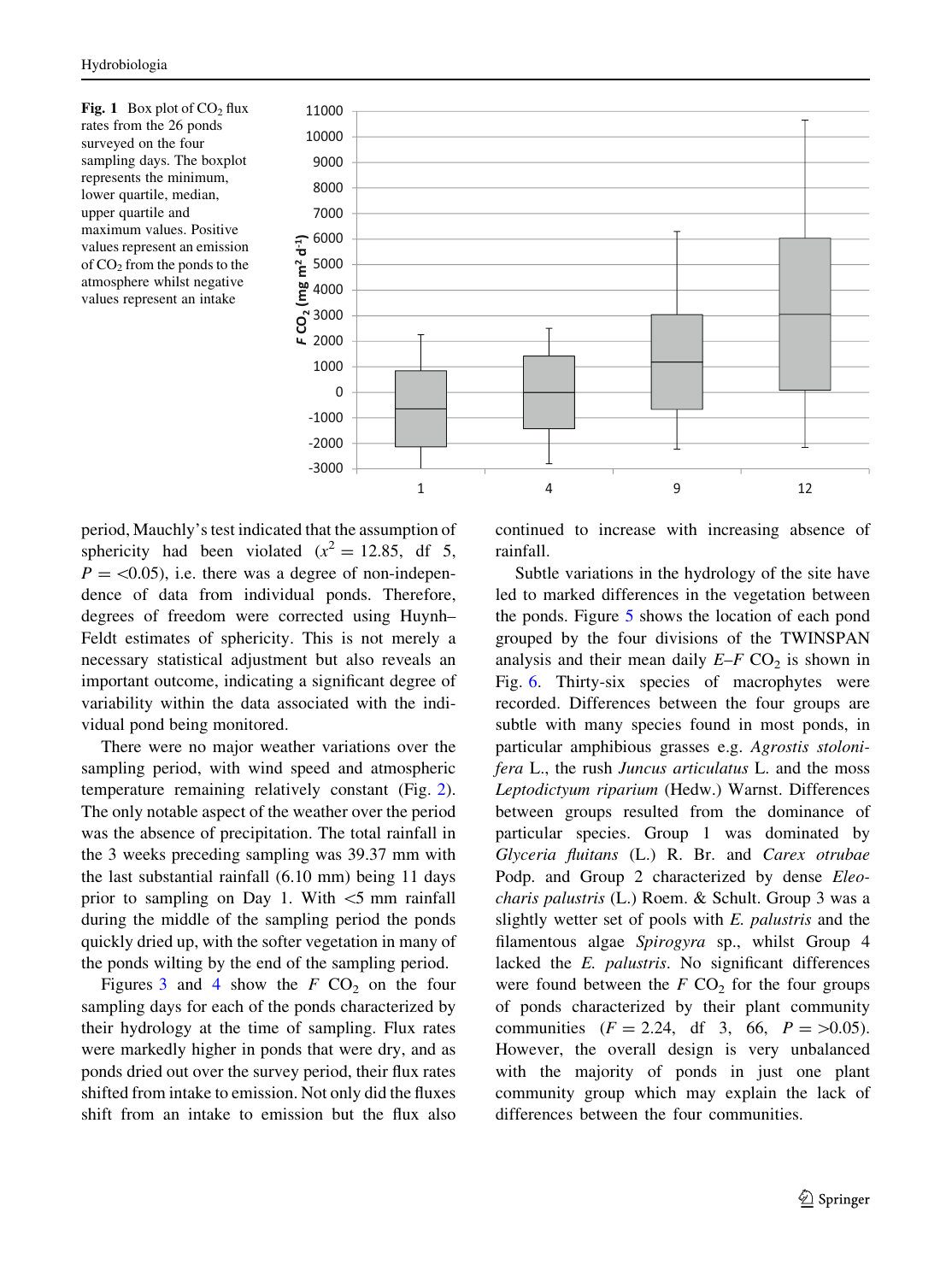**Fig. 1** Box plot of $CO_2$ flux rates from the 26 ponds surveyed on the four sampling days. The boxplot represents the minimum, lower quartile, median, upper quartile and maximum values. Positive values represent an emission of $CO_2$ from the ponds to the atmosphere whilst negative values represent an intake

period, Mauchly's test indicated that the assumption of sphericity had been violated ($x^2 = 12.85$, df 5, $P = <0.05$), i.e. there was a degree of non-independence of data from individual ponds. Therefore, degrees of freedom were corrected using Huynh–Feldt estimates of sphericity. This is not merely a necessary statistical adjustment but also reveals an important outcome, indicating a significant degree of variability within the data associated with the individual pond being monitored.

There were no major weather variations over the sampling period, with wind speed and atmospheric temperature remaining relatively constant (Fig. 2). The only notable aspect of the weather over the period was the absence of precipitation. The total rainfall in the 3 weeks preceding sampling was 39.37 mm with the last substantial rainfall (6.10 mm) being 11 days prior to sampling on Day 1. With <5 mm rainfall during the middle of the sampling period the ponds quickly dried up, with the softer vegetation in many of the ponds wilting by the end of the sampling period.

Figures 3 and 4 show the $F$ $CO_2$ on the four sampling days for each of the ponds characterized by their hydrology at the time of sampling. Flux rates were markedly higher in ponds that were dry, and as ponds dried out over the survey period, their flux rates shifted from intake to emission. Not only did the fluxes shift from an intake to emission but the flux also continued to increase with increasing absence of rainfall.

Subtle variations in the hydrology of the site have led to marked differences in the vegetation between the ponds. Figure 5 shows the location of each pond grouped by the four divisions of the TWINSPAN analysis and their mean daily $E$–$F$ $CO_2$ is shown in Fig. 6. Thirty-six species of macrophytes were recorded. Differences between the four groups are subtle with many species found in most ponds, in particular amphibious grasses e.g. *Agrostis stolonifera* L., the rush *Juncus articulatus* L. and the moss *Leptodictyum riparium* (Hedw.) Warnst. Differences between groups resulted from the dominance of particular species. Group 1 was dominated by *Glyceria fluitans* (L.) R. Br. and *Carex otrubae* Podp. and Group 2 characterized by dense *Eleocharis palustris* (L.) Roem. & Schult. Group 3 was a slightly wetter set of pools with *E. palustris* and the filamentous algae *Spirogyra* sp., whilst Group 4 lacked the *E. palustris*. No significant differences were found between the $F$ $CO_2$ for the four groups of ponds characterized by their plant community communities ($F = 2.24$, df 3, 66, $P = >0.05$). However, the overall design is very unbalanced with the majority of ponds in just one plant community group which may explain the lack of differences between the four communities.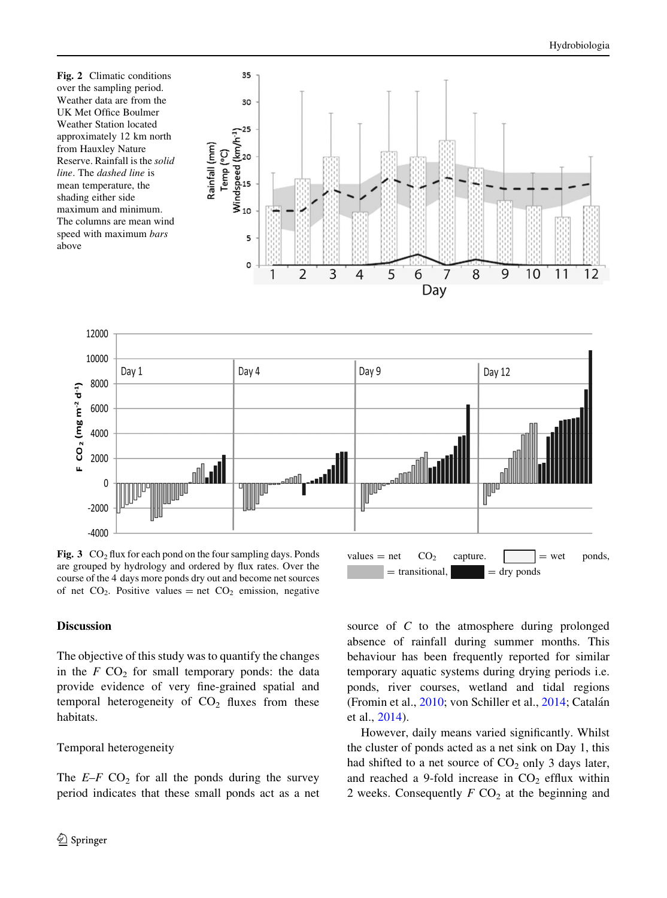**Fig. 2** Climatic conditions over the sampling period. Weather data are from the UK Met Office Boulmer Weather Station located approximately 12 km north from Hauxley Nature Reserve. Rainfall is the *solid line*. The *dashed line* is mean temperature, the shading either side maximum and minimum. The columns are mean wind speed with maximum *bars* above

**Fig. 3** $CO_2$ flux for each pond on the four sampling days. Ponds are grouped by hydrology and ordered by flux rates. Over the course of the 4 days more ponds dry out and become net sources of net $CO_2$. Positive values = net $CO_2$ emission, negative values = net $CO_2$ capture. ☐ = wet ponds, ▒ = transitional, ■ = dry ponds

## Discussion

The objective of this study was to quantify the changes in the *F* $CO_2$ for small temporary ponds: the data provide evidence of very fine-grained spatial and temporal heterogeneity of $CO_2$ fluxes from these habitats.

### Temporal heterogeneity

The *E–F* $CO_2$ for all the ponds during the survey period indicates that these small ponds act as a net source of *C* to the atmosphere during prolonged absence of rainfall during summer months. This behaviour has been frequently reported for similar temporary aquatic systems during drying periods i.e. ponds, river courses, wetland and tidal regions (Fromin et al., 2010; von Schiller et al., 2014; Catalán et al., 2014).

However, daily means varied significantly. Whilst the cluster of ponds acted as a net sink on Day 1, this had shifted to a net source of $CO_2$ only 3 days later, and reached a 9-fold increase in $CO_2$ efflux within 2 weeks. Consequently *F* $CO_2$ at the beginning and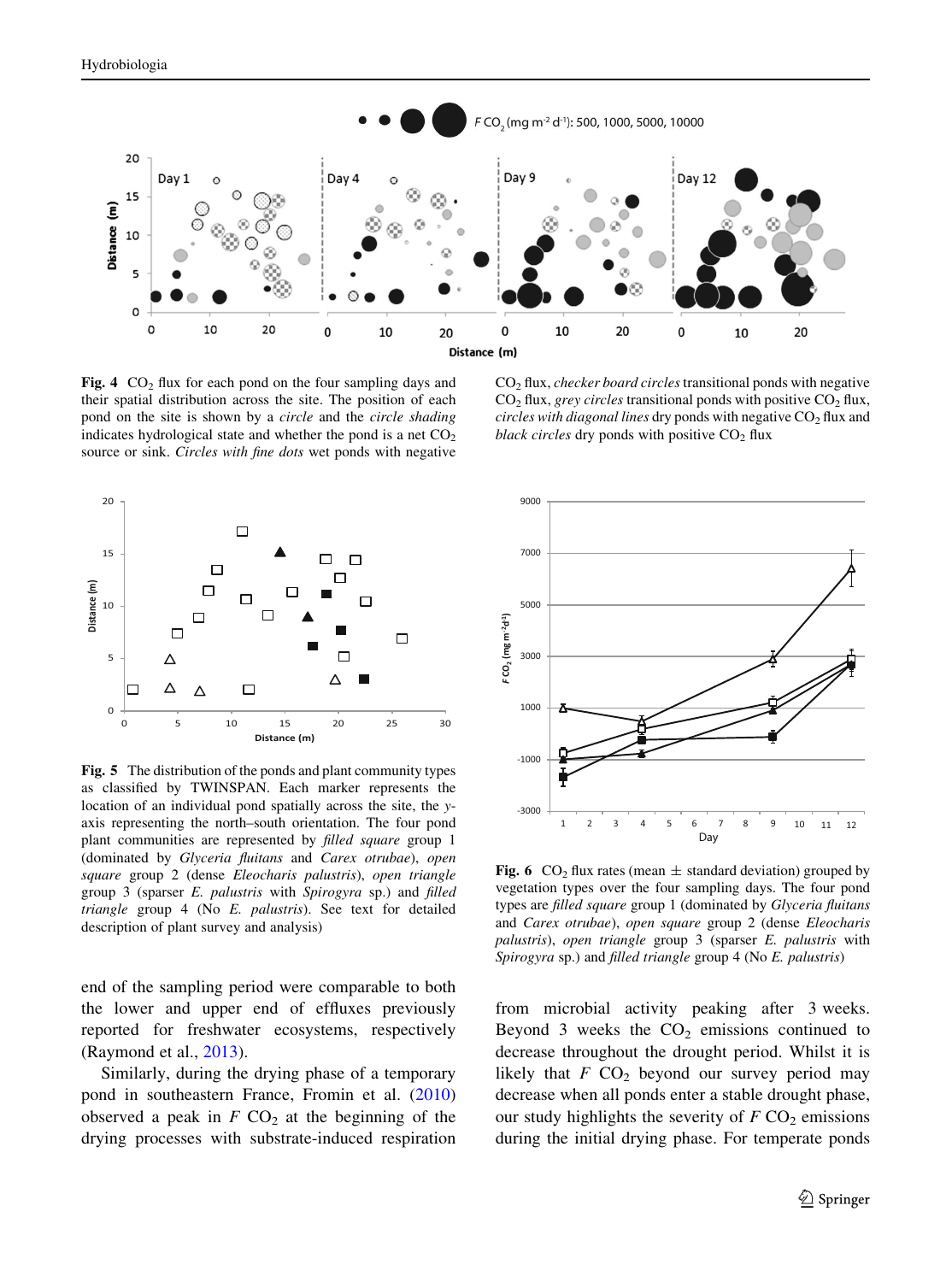**Fig. 4** $CO_2$ flux for each pond on the four sampling days and their spatial distribution across the site. The position of each pond on the site is shown by a *circle* and the *circle shading* indicates hydrological state and whether the pond is a net $CO_2$ source or sink. *Circles with fine dots* wet ponds with negative $CO_2$ flux, *checker board circles* transitional ponds with negative $CO_2$ flux, *grey circles* transitional ponds with positive $CO_2$ flux, *circles with diagonal lines* dry ponds with negative $CO_2$ flux and *black circles* dry ponds with positive $CO_2$ flux

**Fig. 5** The distribution of the ponds and plant community types as classified by TWINSPAN. Each marker represents the location of an individual pond spatially across the site, the *y*-axis representing the north–south orientation. The four pond plant communities are represented by *filled square* group 1 (dominated by *Glyceria fluitans* and *Carex otrubae*), *open square* group 2 (dense *Eleocharis palustris*), *open triangle* group 3 (sparser *E. palustris* with *Spirogyra* sp.) and *filled triangle* group 4 (No *E. palustris*). See text for detailed description of plant survey and analysis)

**Fig. 6** $CO_2$ flux rates (mean ± standard deviation) grouped by vegetation types over the four sampling days. The four pond types are *filled square* group 1 (dominated by *Glyceria fluitans* and *Carex otrubae*), *open square* group 2 (dense *Eleocharis palustris*), *open triangle* group 3 (sparser *E. palustris* with *Spirogyra* sp.) and *filled triangle* group 4 (No *E. palustris*)

end of the sampling period were comparable to both the lower and upper end of effluxes previously reported for freshwater ecosystems, respectively (Raymond et al., 2013).

Similarly, during the drying phase of a temporary pond in southeastern France, Fromin et al. (2010) observed a peak in $F$ $CO_2$ at the beginning of the drying processes with substrate-induced respiration from microbial activity peaking after 3 weeks. Beyond 3 weeks the $CO_2$ emissions continued to decrease throughout the drought period. Whilst it is likely that $F$ $CO_2$ beyond our survey period may decrease when all ponds enter a stable drought phase, our study highlights the severity of $F$ $CO_2$ emissions during the initial drying phase. For temperate ponds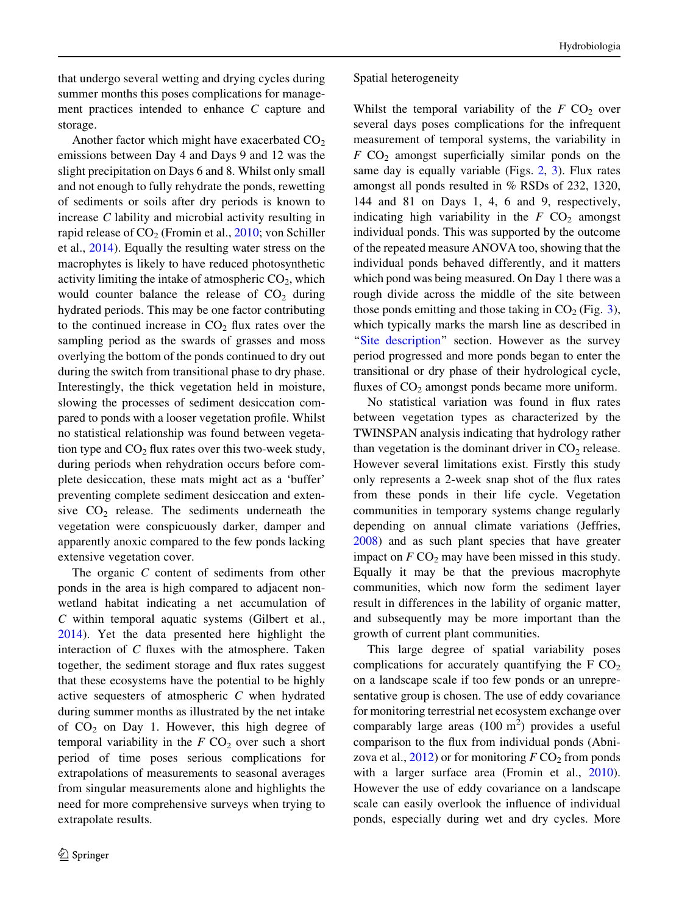that undergo several wetting and drying cycles during summer months this poses complications for management practices intended to enhance *C* capture and storage.

Another factor which might have exacerbated $CO_2$ emissions between Day 4 and Days 9 and 12 was the slight precipitation on Days 6 and 8. Whilst only small and not enough to fully rehydrate the ponds, rewetting of sediments or soils after dry periods is known to increase *C* lability and microbial activity resulting in rapid release of $CO_2$ (Fromin et al., 2010; von Schiller et al., 2014). Equally the resulting water stress on the macrophytes is likely to have reduced photosynthetic activity limiting the intake of atmospheric $CO_2$, which would counter balance the release of $CO_2$ during hydrated periods. This may be one factor contributing to the continued increase in $CO_2$ flux rates over the sampling period as the swards of grasses and moss overlying the bottom of the ponds continued to dry out during the switch from transitional phase to dry phase. Interestingly, the thick vegetation held in moisture, slowing the processes of sediment desiccation compared to ponds with a looser vegetation profile. Whilst no statistical relationship was found between vegetation type and $CO_2$ flux rates over this two-week study, during periods when rehydration occurs before complete desiccation, these mats might act as a 'buffer' preventing complete sediment desiccation and extensive $CO_2$ release. The sediments underneath the vegetation were conspicuously darker, damper and apparently anoxic compared to the few ponds lacking extensive vegetation cover.

The organic *C* content of sediments from other ponds in the area is high compared to adjacent non-wetland habitat indicating a net accumulation of *C* within temporal aquatic systems (Gilbert et al., 2014). Yet the data presented here highlight the interaction of *C* fluxes with the atmosphere. Taken together, the sediment storage and flux rates suggest that these ecosystems have the potential to be highly active sequesters of atmospheric *C* when hydrated during summer months as illustrated by the net intake of $CO_2$ on Day 1. However, this high degree of temporal variability in the $F\ CO_2$ over such a short period of time poses serious complications for extrapolations of measurements to seasonal averages from singular measurements alone and highlights the need for more comprehensive surveys when trying to extrapolate results.

## Spatial heterogeneity

Whilst the temporal variability of the $F\ CO_2$ over several days poses complications for the infrequent measurement of temporal systems, the variability in $F\ CO_2$ amongst superficially similar ponds on the same day is equally variable (Figs. 2, 3). Flux rates amongst all ponds resulted in % RSDs of 232, 1320, 144 and 81 on Days 1, 4, 6 and 9, respectively, indicating high variability in the $F\ CO_2$ amongst individual ponds. This was supported by the outcome of the repeated measure ANOVA too, showing that the individual ponds behaved differently, and it matters which pond was being measured. On Day 1 there was a rough divide across the middle of the site between those ponds emitting and those taking in $CO_2$ (Fig. 3), which typically marks the marsh line as described in "Site description" section. However as the survey period progressed and more ponds began to enter the transitional or dry phase of their hydrological cycle, fluxes of $CO_2$ amongst ponds became more uniform.

No statistical variation was found in flux rates between vegetation types as characterized by the TWINSPAN analysis indicating that hydrology rather than vegetation is the dominant driver in $CO_2$ release. However several limitations exist. Firstly this study only represents a 2-week snap shot of the flux rates from these ponds in their life cycle. Vegetation communities in temporary systems change regularly depending on annual climate variations (Jeffries, 2008) and as such plant species that have greater impact on $F\ CO_2$ may have been missed in this study. Equally it may be that the previous macrophyte communities, which now form the sediment layer result in differences in the lability of organic matter, and subsequently may be more important than the growth of current plant communities.

This large degree of spatial variability poses complications for accurately quantifying the $F\ CO_2$ on a landscape scale if too few ponds or an unrepresentative group is chosen. The use of eddy covariance for monitoring terrestrial net ecosystem exchange over comparably large areas (100 $m^2$) provides a useful comparison to the flux from individual ponds (Abnizova et al., 2012) or for monitoring $F\ CO_2$ from ponds with a larger surface area (Fromin et al., 2010). However the use of eddy covariance on a landscape scale can easily overlook the influence of individual ponds, especially during wet and dry cycles. More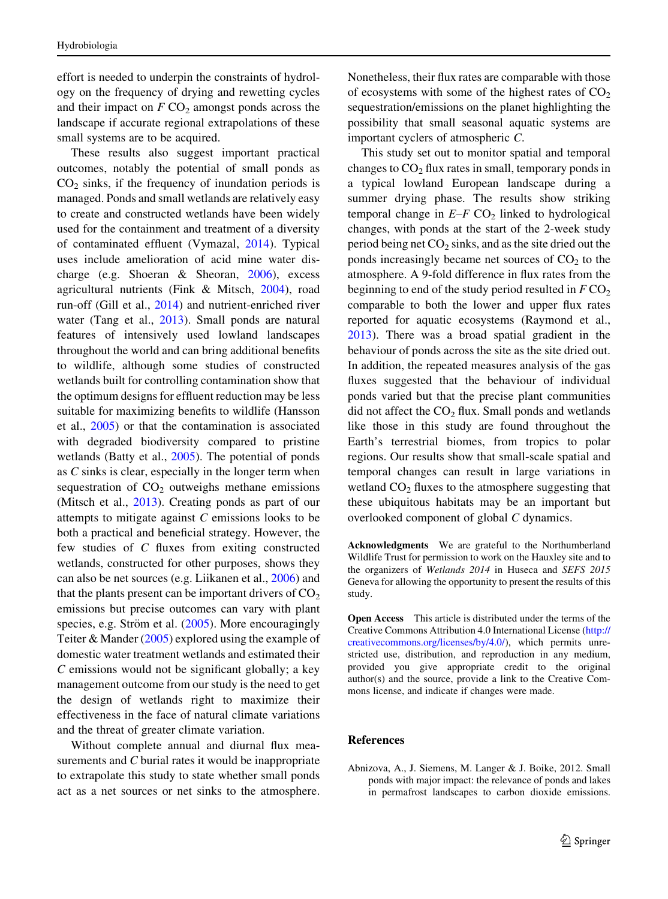effort is needed to underpin the constraints of hydrology on the frequency of drying and rewetting cycles and their impact on $F$ $CO_2$ amongst ponds across the landscape if accurate regional extrapolations of these small systems are to be acquired.

These results also suggest important practical outcomes, notably the potential of small ponds as $CO_2$ sinks, if the frequency of inundation periods is managed. Ponds and small wetlands are relatively easy to create and constructed wetlands have been widely used for the containment and treatment of a diversity of contaminated effluent (Vymazal, 2014). Typical uses include amelioration of acid mine water discharge (e.g. Shoeran & Sheoran, 2006), excess agricultural nutrients (Fink & Mitsch, 2004), road run-off (Gill et al., 2014) and nutrient-enriched river water (Tang et al., 2013). Small ponds are natural features of intensively used lowland landscapes throughout the world and can bring additional benefits to wildlife, although some studies of constructed wetlands built for controlling contamination show that the optimum designs for effluent reduction may be less suitable for maximizing benefits to wildlife (Hansson et al., 2005) or that the contamination is associated with degraded biodiversity compared to pristine wetlands (Batty et al., 2005). The potential of ponds as $C$ sinks is clear, especially in the longer term when sequestration of $CO_2$ outweighs methane emissions (Mitsch et al., 2013). Creating ponds as part of our attempts to mitigate against $C$ emissions looks to be both a practical and beneficial strategy. However, the few studies of $C$ fluxes from exiting constructed wetlands, constructed for other purposes, shows they can also be net sources (e.g. Liikanen et al., 2006) and that the plants present can be important drivers of $CO_2$ emissions but precise outcomes can vary with plant species, e.g. Ström et al. (2005). More encouragingly Teiter & Mander (2005) explored using the example of domestic water treatment wetlands and estimated their $C$ emissions would not be significant globally; a key management outcome from our study is the need to get the design of wetlands right to maximize their effectiveness in the face of natural climate variations and the threat of greater climate variation.

Without complete annual and diurnal flux measurements and $C$ burial rates it would be inappropriate to extrapolate this study to state whether small ponds act as a net sources or net sinks to the atmosphere. Nonetheless, their flux rates are comparable with those of ecosystems with some of the highest rates of $CO_2$ sequestration/emissions on the planet highlighting the possibility that small seasonal aquatic systems are important cyclers of atmospheric $C$.

This study set out to monitor spatial and temporal changes to $CO_2$ flux rates in small, temporary ponds in a typical lowland European landscape during a summer drying phase. The results show striking temporal change in $E$–$F$ $CO_2$ linked to hydrological changes, with ponds at the start of the 2-week study period being net $CO_2$ sinks, and as the site dried out the ponds increasingly became net sources of $CO_2$ to the atmosphere. A 9-fold difference in flux rates from the beginning to end of the study period resulted in $F$ $CO_2$ comparable to both the lower and upper flux rates reported for aquatic ecosystems (Raymond et al., 2013). There was a broad spatial gradient in the behaviour of ponds across the site as the site dried out. In addition, the repeated measures analysis of the gas fluxes suggested that the behaviour of individual ponds varied but that the precise plant communities did not affect the $CO_2$ flux. Small ponds and wetlands like those in this study are found throughout the Earth's terrestrial biomes, from tropics to polar regions. Our results show that small-scale spatial and temporal changes can result in large variations in wetland $CO_2$ fluxes to the atmosphere suggesting that these ubiquitous habitats may be an important but overlooked component of global $C$ dynamics.

**Acknowledgments** We are grateful to the Northumberland Wildlife Trust for permission to work on the Hauxley site and to the organizers of *Wetlands 2014* in Huseca and *SEFS 2015* Geneva for allowing the opportunity to present the results of this study.

**Open Access** This article is distributed under the terms of the Creative Commons Attribution 4.0 International License (http://creativecommons.org/licenses/by/4.0/), which permits unrestricted use, distribution, and reproduction in any medium, provided you give appropriate credit to the original author(s) and the source, provide a link to the Creative Commons license, and indicate if changes were made.

## References

Abnizova, A., J. Siemens, M. Langer & J. Boike, 2012. Small ponds with major impact: the relevance of ponds and lakes in permafrost landscapes to carbon dioxide emissions.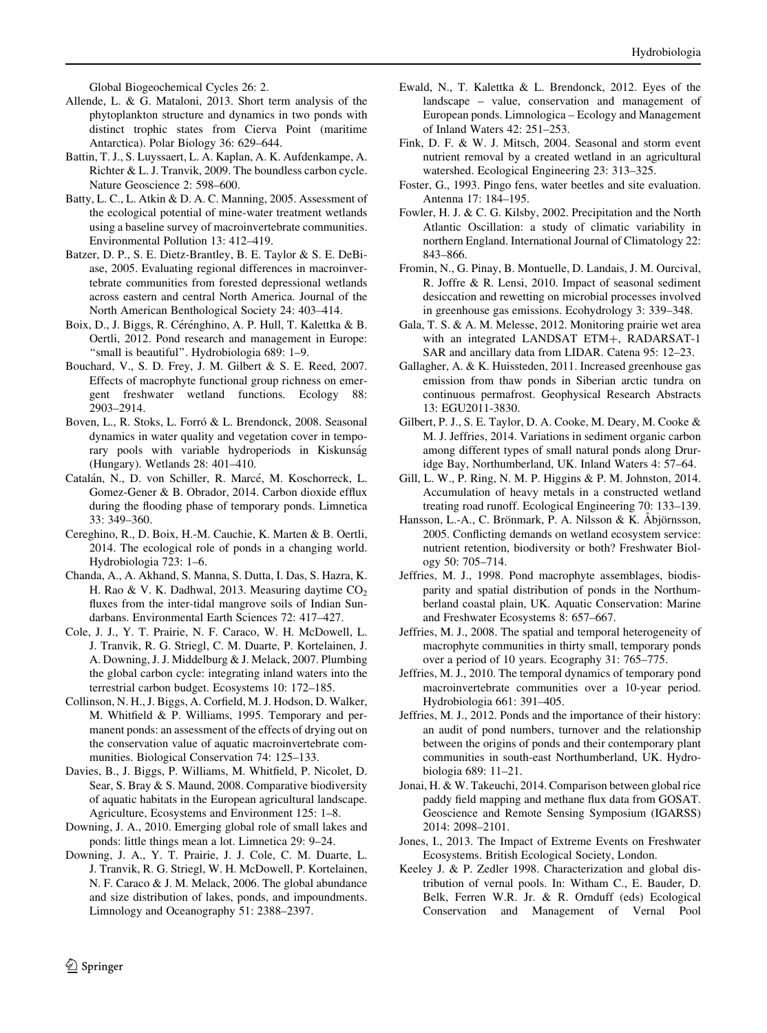Global Biogeochemical Cycles 26: 2.

Allende, L. & G. Mataloni, 2013. Short term analysis of the phytoplankton structure and dynamics in two ponds with distinct trophic states from Cierva Point (maritime Antarctica). Polar Biology 36: 629–644.

Battin, T. J., S. Luyssaert, L. A. Kaplan, A. K. Aufdenkampe, A. Richter & L. J. Tranvik, 2009. The boundless carbon cycle. Nature Geoscience 2: 598–600.

Batty, L. C., L. Atkin & D. A. C. Manning, 2005. Assessment of the ecological potential of mine-water treatment wetlands using a baseline survey of macroinvertebrate communities. Environmental Pollution 13: 412–419.

Batzer, D. P., S. E. Dietz-Brantley, B. E. Taylor & S. E. DeBiase, 2005. Evaluating regional differences in macroinvertebrate communities from forested depressional wetlands across eastern and central North America. Journal of the North American Benthological Society 24: 403–414.

Boix, D., J. Biggs, R. Céréghino, A. P. Hull, T. Kalettka & B. Oertli, 2012. Pond research and management in Europe: "small is beautiful". Hydrobiologia 689: 1–9.

Bouchard, V., S. D. Frey, J. M. Gilbert & S. E. Reed, 2007. Effects of macrophyte functional group richness on emergent freshwater wetland functions. Ecology 88: 2903–2914.

Boven, L., R. Stoks, L. Forró & L. Brendonck, 2008. Seasonal dynamics in water quality and vegetation cover in temporary pools with variable hydroperiods in Kiskunság (Hungary). Wetlands 28: 401–410.

Catalán, N., D. von Schiller, R. Marcé, M. Koschorreck, L. Gomez-Gener & B. Obrador, 2014. Carbon dioxide efflux during the flooding phase of temporary ponds. Limnetica 33: 349–360.

Cereghino, R., D. Boix, H.-M. Cauchie, K. Marten & B. Oertli, 2014. The ecological role of ponds in a changing world. Hydrobiologia 723: 1–6.

Chanda, A., A. Akhand, S. Manna, S. Dutta, I. Das, S. Hazra, K. H. Rao & V. K. Dadhwal, 2013. Measuring daytime $CO_2$ fluxes from the inter-tidal mangrove soils of Indian Sundarbans. Environmental Earth Sciences 72: 417–427.

Cole, J. J., Y. T. Prairie, N. F. Caraco, W. H. McDowell, L. J. Tranvik, R. G. Striegl, C. M. Duarte, P. Kortelainen, J. A. Downing, J. J. Middelburg & J. Melack, 2007. Plumbing the global carbon cycle: integrating inland waters into the terrestrial carbon budget. Ecosystems 10: 172–185.

Collinson, N. H., J. Biggs, A. Corfield, M. J. Hodson, D. Walker, M. Whitfield & P. Williams, 1995. Temporary and permanent ponds: an assessment of the effects of drying out on the conservation value of aquatic macroinvertebrate communities. Biological Conservation 74: 125–133.

Davies, B., J. Biggs, P. Williams, M. Whitfield, P. Nicolet, D. Sear, S. Bray & S. Maund, 2008. Comparative biodiversity of aquatic habitats in the European agricultural landscape. Agriculture, Ecosystems and Environment 125: 1–8.

Downing, J. A., 2010. Emerging global role of small lakes and ponds: little things mean a lot. Limnetica 29: 9–24.

Downing, J. A., Y. T. Prairie, J. J. Cole, C. M. Duarte, L. J. Tranvik, R. G. Striegl, W. H. McDowell, P. Kortelainen, N. F. Caraco & J. M. Melack, 2006. The global abundance and size distribution of lakes, ponds, and impoundments. Limnology and Oceanography 51: 2388–2397.

Ewald, N., T. Kalettka & L. Brendonck, 2012. Eyes of the landscape – value, conservation and management of European ponds. Limnologica – Ecology and Management of Inland Waters 42: 251–253.

Fink, D. F. & W. J. Mitsch, 2004. Seasonal and storm event nutrient removal by a created wetland in an agricultural watershed. Ecological Engineering 23: 313–325.

Foster, G., 1993. Pingo fens, water beetles and site evaluation. Antenna 17: 184–195.

Fowler, H. J. & C. G. Kilsby, 2002. Precipitation and the North Atlantic Oscillation: a study of climatic variability in northern England. International Journal of Climatology 22: 843–866.

Fromin, N., G. Pinay, B. Montuelle, D. Landais, J. M. Ourcival, R. Joffre & R. Lensi, 2010. Impact of seasonal sediment desiccation and rewetting on microbial processes involved in greenhouse gas emissions. Ecohydrology 3: 339–348.

Gala, T. S. & A. M. Melesse, 2012. Monitoring prairie wet area with an integrated LANDSAT ETM+, RADARSAT-1 SAR and ancillary data from LIDAR. Catena 95: 12–23.

Gallagher, A. & K. Huissteden, 2011. Increased greenhouse gas emission from thaw ponds in Siberian arctic tundra on continuous permafrost. Geophysical Research Abstracts 13: EGU2011-3830.

Gilbert, P. J., S. E. Taylor, D. A. Cooke, M. Deary, M. Cooke & M. J. Jeffries, 2014. Variations in sediment organic carbon among different types of small natural ponds along Druridge Bay, Northumberland, UK. Inland Waters 4: 57–64.

Gill, L. W., P. Ring, N. M. P. Higgins & P. M. Johnston, 2014. Accumulation of heavy metals in a constructed wetland treating road runoff. Ecological Engineering 70: 133–139.

Hansson, L.-A., C. Brönmark, P. A. Nilsson & K. Åbjörnsson, 2005. Conflicting demands on wetland ecosystem service: nutrient retention, biodiversity or both? Freshwater Biology 50: 705–714.

Jeffries, M. J., 1998. Pond macrophyte assemblages, biodisparity and spatial distribution of ponds in the Northumberland coastal plain, UK. Aquatic Conservation: Marine and Freshwater Ecosystems 8: 657–667.

Jeffries, M. J., 2008. The spatial and temporal heterogeneity of macrophyte communities in thirty small, temporary ponds over a period of 10 years. Ecography 31: 765–775.

Jeffries, M. J., 2010. The temporal dynamics of temporary pond macroinvertebrate communities over a 10-year period. Hydrobiologia 661: 391–405.

Jeffries, M. J., 2012. Ponds and the importance of their history: an audit of pond numbers, turnover and the relationship between the origins of ponds and their contemporary plant communities in south-east Northumberland, UK. Hydrobiologia 689: 11–21.

Jonai, H. & W. Takeuchi, 2014. Comparison between global rice paddy field mapping and methane flux data from GOSAT. Geoscience and Remote Sensing Symposium (IGARSS) 2014: 2098–2101.

Jones, I., 2013. The Impact of Extreme Events on Freshwater Ecosystems. British Ecological Society, London.

Keeley J. & P. Zedler 1998. Characterization and global distribution of vernal pools. In: Witham C., E. Bauder, D. Belk, Ferren W.R. Jr. & R. Ornduff (eds) Ecological Conservation and Management of Vernal Pool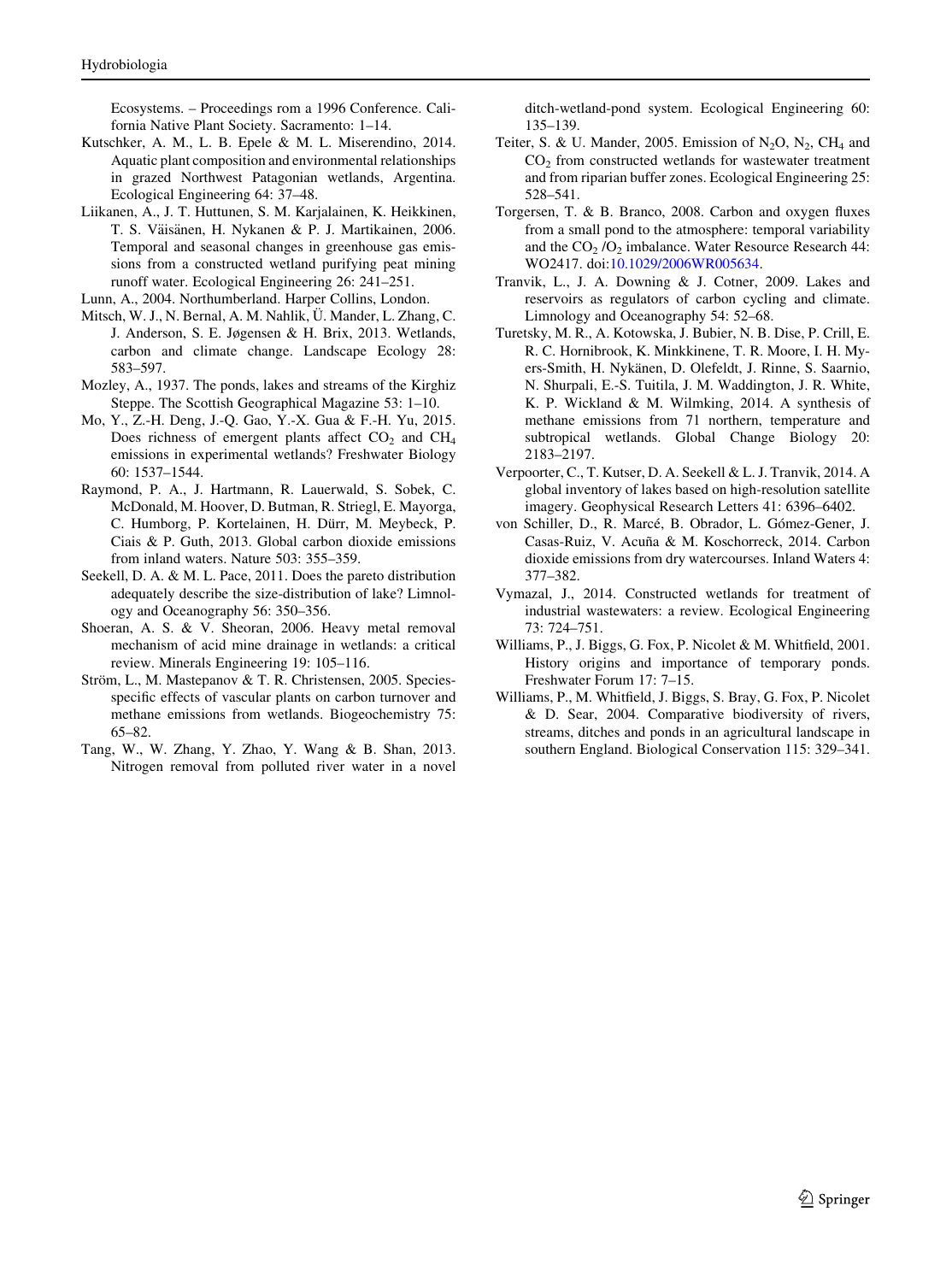Ecosystems. – Proceedings rom a 1996 Conference. California Native Plant Society. Sacramento: 1–14.

Kutschker, A. M., L. B. Epele & M. L. Miserendino, 2014. Aquatic plant composition and environmental relationships in grazed Northwest Patagonian wetlands, Argentina. Ecological Engineering 64: 37–48.

Liikanen, A., J. T. Huttunen, S. M. Karjalainen, K. Heikkinen, T. S. Väisänen, H. Nykanen & P. J. Martikainen, 2006. Temporal and seasonal changes in greenhouse gas emissions from a constructed wetland purifying peat mining runoff water. Ecological Engineering 26: 241–251.

Lunn, A., 2004. Northumberland. Harper Collins, London.

Mitsch, W. J., N. Bernal, A. M. Nahlik, Ü. Mander, L. Zhang, C. J. Anderson, S. E. Jøgensen & H. Brix, 2013. Wetlands, carbon and climate change. Landscape Ecology 28: 583–597.

Mozley, A., 1937. The ponds, lakes and streams of the Kirghiz Steppe. The Scottish Geographical Magazine 53: 1–10.

Mo, Y., Z.-H. Deng, J.-Q. Gao, Y.-X. Gua & F.-H. Yu, 2015. Does richness of emergent plants affect $CO_2$ and $CH_4$ emissions in experimental wetlands? Freshwater Biology 60: 1537–1544.

Raymond, P. A., J. Hartmann, R. Lauerwald, S. Sobek, C. McDonald, M. Hoover, D. Butman, R. Striegl, E. Mayorga, C. Humborg, P. Kortelainen, H. Dürr, M. Meybeck, P. Ciais & P. Guth, 2013. Global carbon dioxide emissions from inland waters. Nature 503: 355–359.

Seekell, D. A. & M. L. Pace, 2011. Does the pareto distribution adequately describe the size-distribution of lake? Limnology and Oceanography 56: 350–356.

Shoeran, A. S. & V. Sheoran, 2006. Heavy metal removal mechanism of acid mine drainage in wetlands: a critical review. Minerals Engineering 19: 105–116.

Ström, L., M. Mastepanov & T. R. Christensen, 2005. Species-specific effects of vascular plants on carbon turnover and methane emissions from wetlands. Biogeochemistry 75: 65–82.

Tang, W., W. Zhang, Y. Zhao, Y. Wang & B. Shan, 2013. Nitrogen removal from polluted river water in a novel ditch-wetland-pond system. Ecological Engineering 60: 135–139.

Teiter, S. & U. Mander, 2005. Emission of $N_2O$, $N_2$, $CH_4$ and $CO_2$ from constructed wetlands for wastewater treatment and from riparian buffer zones. Ecological Engineering 25: 528–541.

Torgersen, T. & B. Branco, 2008. Carbon and oxygen fluxes from a small pond to the atmosphere: temporal variability and the $CO_2$ /$O_2$ imbalance. Water Resource Research 44: WO2417. doi:10.1029/2006WR005634.

Tranvik, L., J. A. Downing & J. Cotner, 2009. Lakes and reservoirs as regulators of carbon cycling and climate. Limnology and Oceanography 54: 52–68.

Turetsky, M. R., A. Kotowska, J. Bubier, N. B. Dise, P. Crill, E. R. C. Hornibrook, K. Minkkinene, T. R. Moore, I. H. Myers-Smith, H. Nykänen, D. Olefeldt, J. Rinne, S. Saarnio, N. Shurpali, E.-S. Tuitila, J. M. Waddington, J. R. White, K. P. Wickland & M. Wilmking, 2014. A synthesis of methane emissions from 71 northern, temperature and subtropical wetlands. Global Change Biology 20: 2183–2197.

Verpoorter, C., T. Kutser, D. A. Seekell & L. J. Tranvik, 2014. A global inventory of lakes based on high-resolution satellite imagery. Geophysical Research Letters 41: 6396–6402.

von Schiller, D., R. Marcé, B. Obrador, L. Gómez-Gener, J. Casas-Ruiz, V. Acuña & M. Koschorreck, 2014. Carbon dioxide emissions from dry watercourses. Inland Waters 4: 377–382.

Vymazal, J., 2014. Constructed wetlands for treatment of industrial wastewaters: a review. Ecological Engineering 73: 724–751.

Williams, P., J. Biggs, G. Fox, P. Nicolet & M. Whitfield, 2001. History origins and importance of temporary ponds. Freshwater Forum 17: 7–15.

Williams, P., M. Whitfield, J. Biggs, S. Bray, G. Fox, P. Nicolet & D. Sear, 2004. Comparative biodiversity of rivers, streams, ditches and ponds in an agricultural landscape in southern England. Biological Conservation 115: 329–341.